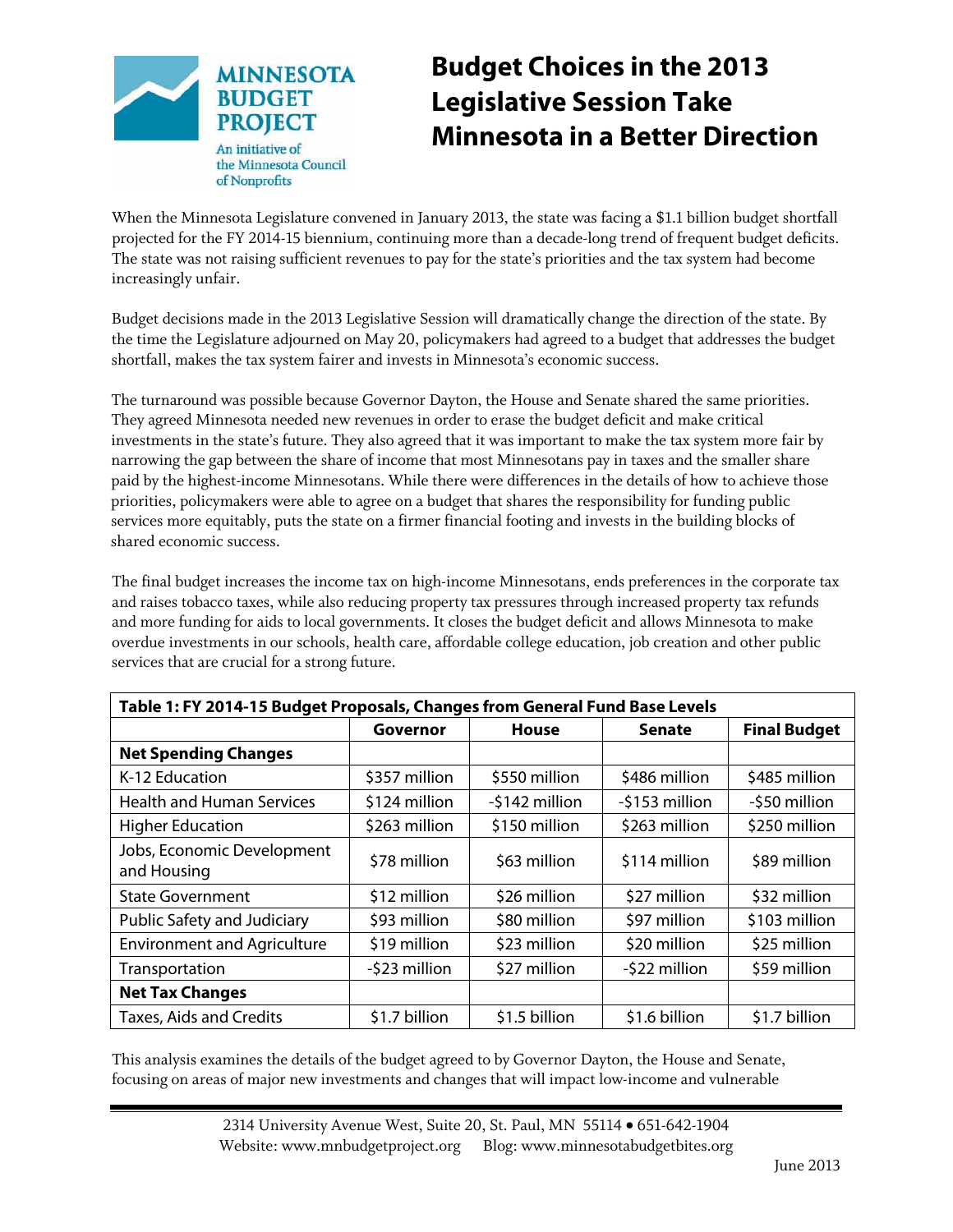MINNESOTA BUDGET PROJECT

An initiative of the Minnesota Council of Nonprofits

# Budget Choices in the 2013 Legislative Session Take Minnesota in a Better Direction

When the Minnesota Legislature convened in January 2013, the state was facing a $1.1 billion budget shortfall projected for the FY 2014-15 biennium, continuing more than a decade-long trend of frequent budget deficits. The state was not raising sufficient revenues to pay for the state's priorities and the tax system had become increasingly unfair.

Budget decisions made in the 2013 Legislative Session will dramatically change the direction of the state. By the time the Legislature adjourned on May 20, policymakers had agreed to a budget that addresses the budget shortfall, makes the tax system fairer and invests in Minnesota's economic success.

The turnaround was possible because Governor Dayton, the House and Senate shared the same priorities. They agreed Minnesota needed new revenues in order to erase the budget deficit and make critical investments in the state's future. They also agreed that it was important to make the tax system more fair by narrowing the gap between the share of income that most Minnesotans pay in taxes and the smaller share paid by the highest-income Minnesotans. While there were differences in the details of how to achieve those priorities, policymakers were able to agree on a budget that shares the responsibility for funding public services more equitably, puts the state on a firmer financial footing and invests in the building blocks of shared economic success.

The final budget increases the income tax on high-income Minnesotans, ends preferences in the corporate tax and raises tobacco taxes, while also reducing property tax pressures through increased property tax refunds and more funding for aids to local governments. It closes the budget deficit and allows Minnesota to make overdue investments in our schools, health care, affordable college education, job creation and other public services that are crucial for a strong future.

**Table 1: FY 2014-15 Budget Proposals, Changes from General Fund Base Levels**

| | Governor | House | Senate | Final Budget |
|---|---|---|---|---|
| **Net Spending Changes** | | | | |
| K-12 Education | $357 million | $550 million | $486 million | $485 million |
| Health and Human Services | $124 million | -$142 million | -$153 million | -$50 million |
| Higher Education | $263 million | $150 million | $263 million | $250 million |
| Jobs, Economic Development and Housing | $78 million | $63 million | $114 million | $89 million |
| State Government | $12 million | $26 million | $27 million | $32 million |
| Public Safety and Judiciary | $93 million | $80 million | $97 million | $103 million |
| Environment and Agriculture | $19 million | $23 million | $20 million | $25 million |
| Transportation | -$23 million | $27 million | -$22 million | $59 million |
| **Net Tax Changes** | | | | |
| Taxes, Aids and Credits | $1.7 billion | $1.5 billion | $1.6 billion | $1.7 billion |

This analysis examines the details of the budget agreed to by Governor Dayton, the House and Senate, focusing on areas of major new investments and changes that will impact low-income and vulnerable

2314 University Avenue West, Suite 20, St. Paul, MN 55114 • 651-642-1904
Website: www.mnbudgetproject.org Blog: www.minnesotabudgetbites.org

June 2013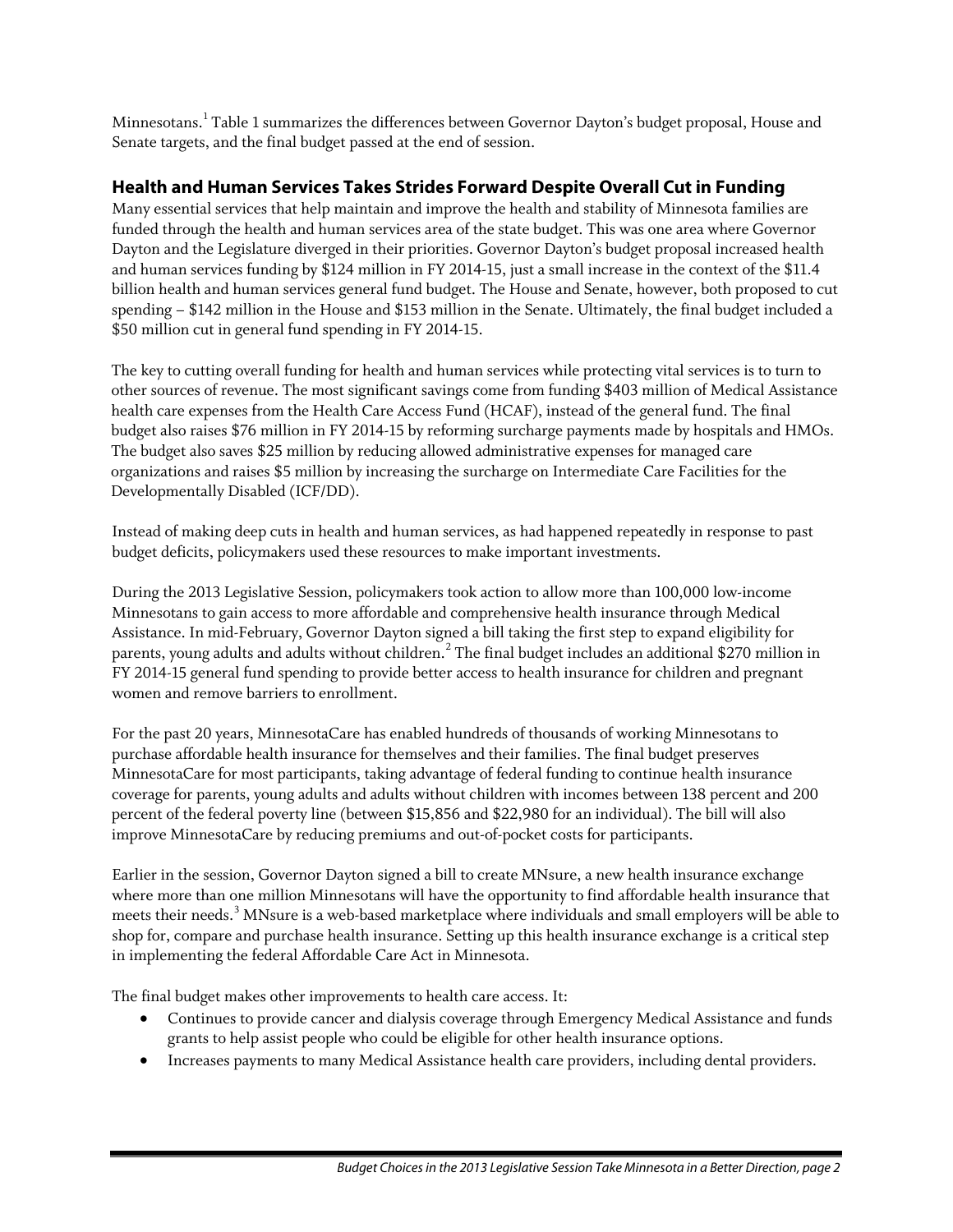Minnesotans.[1] Table 1 summarizes the differences between Governor Dayton's budget proposal, House and Senate targets, and the final budget passed at the end of session.

## Health and Human Services Takes Strides Forward Despite Overall Cut in Funding

Many essential services that help maintain and improve the health and stability of Minnesota families are funded through the health and human services area of the state budget. This was one area where Governor Dayton and the Legislature diverged in their priorities. Governor Dayton's budget proposal increased health and human services funding by $124 million in FY 2014-15, just a small increase in the context of the $11.4 billion health and human services general fund budget. The House and Senate, however, both proposed to cut spending – $142 million in the House and $153 million in the Senate. Ultimately, the final budget included a $50 million cut in general fund spending in FY 2014-15.

The key to cutting overall funding for health and human services while protecting vital services is to turn to other sources of revenue. The most significant savings come from funding $403 million of Medical Assistance health care expenses from the Health Care Access Fund (HCAF), instead of the general fund. The final budget also raises $76 million in FY 2014-15 by reforming surcharge payments made by hospitals and HMOs. The budget also saves $25 million by reducing allowed administrative expenses for managed care organizations and raises $5 million by increasing the surcharge on Intermediate Care Facilities for the Developmentally Disabled (ICF/DD).

Instead of making deep cuts in health and human services, as had happened repeatedly in response to past budget deficits, policymakers used these resources to make important investments.

During the 2013 Legislative Session, policymakers took action to allow more than 100,000 low-income Minnesotans to gain access to more affordable and comprehensive health insurance through Medical Assistance. In mid-February, Governor Dayton signed a bill taking the first step to expand eligibility for parents, young adults and adults without children.[2] The final budget includes an additional $270 million in FY 2014-15 general fund spending to provide better access to health insurance for children and pregnant women and remove barriers to enrollment.

For the past 20 years, MinnesotaCare has enabled hundreds of thousands of working Minnesotans to purchase affordable health insurance for themselves and their families. The final budget preserves MinnesotaCare for most participants, taking advantage of federal funding to continue health insurance coverage for parents, young adults and adults without children with incomes between 138 percent and 200 percent of the federal poverty line (between $15,856 and $22,980 for an individual). The bill will also improve MinnesotaCare by reducing premiums and out-of-pocket costs for participants.

Earlier in the session, Governor Dayton signed a bill to create MNsure, a new health insurance exchange where more than one million Minnesotans will have the opportunity to find affordable health insurance that meets their needs.[3] MNsure is a web-based marketplace where individuals and small employers will be able to shop for, compare and purchase health insurance. Setting up this health insurance exchange is a critical step in implementing the federal Affordable Care Act in Minnesota.

The final budget makes other improvements to health care access. It:

- Continues to provide cancer and dialysis coverage through Emergency Medical Assistance and funds grants to help assist people who could be eligible for other health insurance options.
- Increases payments to many Medical Assistance health care providers, including dental providers.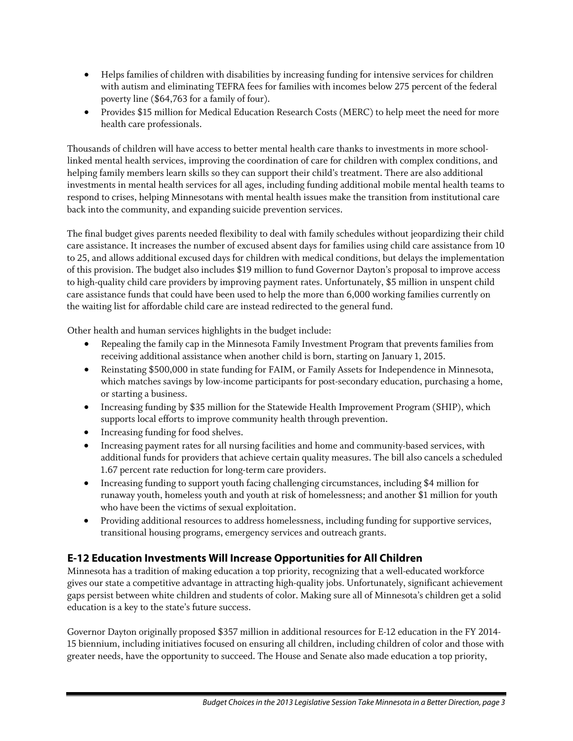- Helps families of children with disabilities by increasing funding for intensive services for children with autism and eliminating TEFRA fees for families with incomes below 275 percent of the federal poverty line ($64,763 for a family of four).
- Provides $15 million for Medical Education Research Costs (MERC) to help meet the need for more health care professionals.

Thousands of children will have access to better mental health care thanks to investments in more school-linked mental health services, improving the coordination of care for children with complex conditions, and helping family members learn skills so they can support their child's treatment. There are also additional investments in mental health services for all ages, including funding additional mobile mental health teams to respond to crises, helping Minnesotans with mental health issues make the transition from institutional care back into the community, and expanding suicide prevention services.

The final budget gives parents needed flexibility to deal with family schedules without jeopardizing their child care assistance. It increases the number of excused absent days for families using child care assistance from 10 to 25, and allows additional excused days for children with medical conditions, but delays the implementation of this provision. The budget also includes $19 million to fund Governor Dayton's proposal to improve access to high-quality child care providers by improving payment rates. Unfortunately, $5 million in unspent child care assistance funds that could have been used to help the more than 6,000 working families currently on the waiting list for affordable child care are instead redirected to the general fund.

Other health and human services highlights in the budget include:

- Repealing the family cap in the Minnesota Family Investment Program that prevents families from receiving additional assistance when another child is born, starting on January 1, 2015.
- Reinstating $500,000 in state funding for FAIM, or Family Assets for Independence in Minnesota, which matches savings by low-income participants for post-secondary education, purchasing a home, or starting a business.
- Increasing funding by $35 million for the Statewide Health Improvement Program (SHIP), which supports local efforts to improve community health through prevention.
- Increasing funding for food shelves.
- Increasing payment rates for all nursing facilities and home and community-based services, with additional funds for providers that achieve certain quality measures. The bill also cancels a scheduled 1.67 percent rate reduction for long-term care providers.
- Increasing funding to support youth facing challenging circumstances, including $4 million for runaway youth, homeless youth and youth at risk of homelessness; and another $1 million for youth who have been the victims of sexual exploitation.
- Providing additional resources to address homelessness, including funding for supportive services, transitional housing programs, emergency services and outreach grants.

## E-12 Education Investments Will Increase Opportunities for All Children

Minnesota has a tradition of making education a top priority, recognizing that a well-educated workforce gives our state a competitive advantage in attracting high-quality jobs. Unfortunately, significant achievement gaps persist between white children and students of color. Making sure all of Minnesota's children get a solid education is a key to the state's future success.

Governor Dayton originally proposed $357 million in additional resources for E-12 education in the FY 2014-15 biennium, including initiatives focused on ensuring all children, including children of color and those with greater needs, have the opportunity to succeed. The House and Senate also made education a top priority,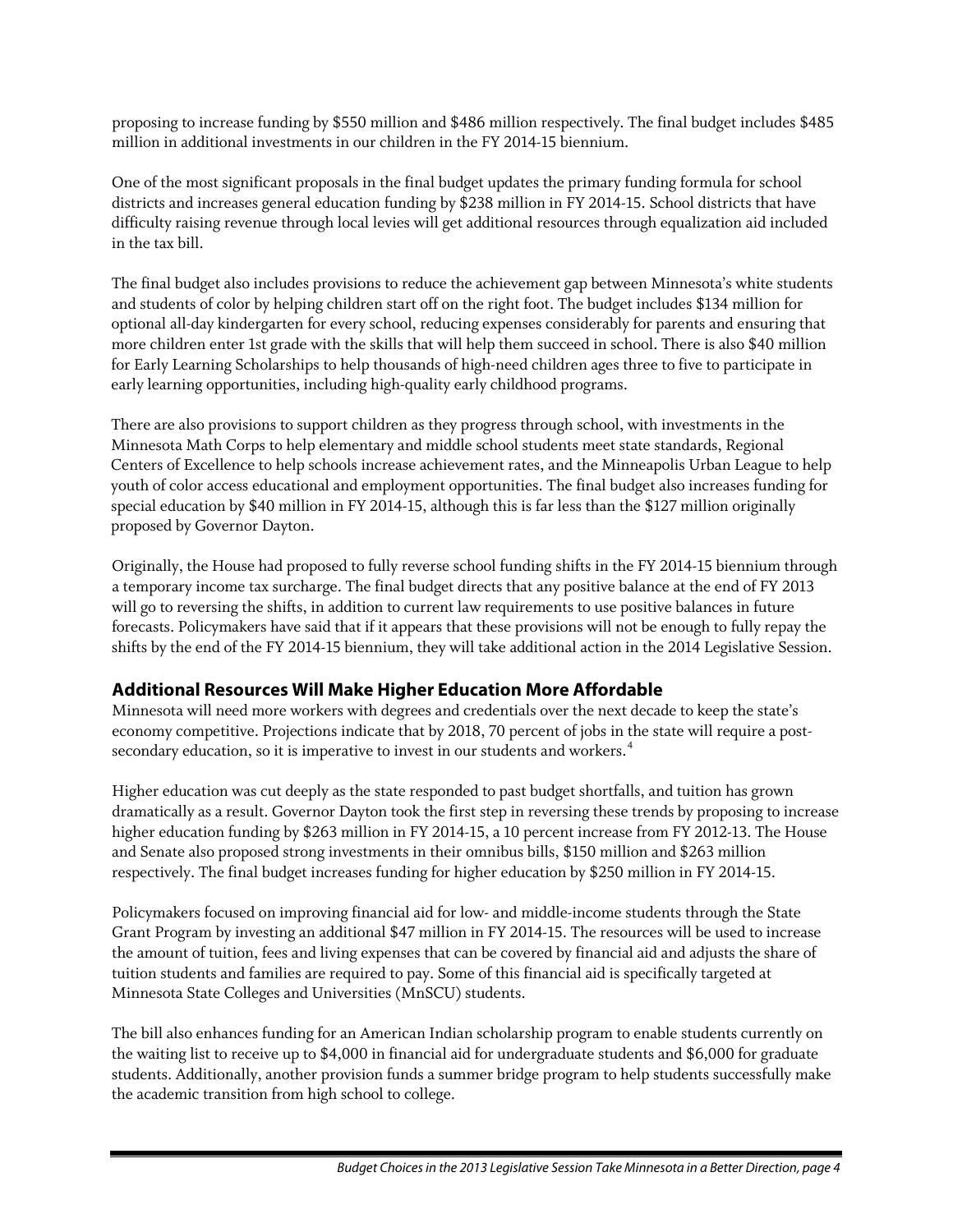proposing to increase funding by $550 million and $486 million respectively. The final budget includes $485 million in additional investments in our children in the FY 2014-15 biennium.

One of the most significant proposals in the final budget updates the primary funding formula for school districts and increases general education funding by $238 million in FY 2014-15. School districts that have difficulty raising revenue through local levies will get additional resources through equalization aid included in the tax bill.

The final budget also includes provisions to reduce the achievement gap between Minnesota's white students and students of color by helping children start off on the right foot. The budget includes $134 million for optional all-day kindergarten for every school, reducing expenses considerably for parents and ensuring that more children enter 1st grade with the skills that will help them succeed in school. There is also $40 million for Early Learning Scholarships to help thousands of high-need children ages three to five to participate in early learning opportunities, including high-quality early childhood programs.

There are also provisions to support children as they progress through school, with investments in the Minnesota Math Corps to help elementary and middle school students meet state standards, Regional Centers of Excellence to help schools increase achievement rates, and the Minneapolis Urban League to help youth of color access educational and employment opportunities. The final budget also increases funding for special education by $40 million in FY 2014-15, although this is far less than the $127 million originally proposed by Governor Dayton.

Originally, the House had proposed to fully reverse school funding shifts in the FY 2014-15 biennium through a temporary income tax surcharge. The final budget directs that any positive balance at the end of FY 2013 will go to reversing the shifts, in addition to current law requirements to use positive balances in future forecasts. Policymakers have said that if it appears that these provisions will not be enough to fully repay the shifts by the end of the FY 2014-15 biennium, they will take additional action in the 2014 Legislative Session.

## Additional Resources Will Make Higher Education More Affordable

Minnesota will need more workers with degrees and credentials over the next decade to keep the state's economy competitive. Projections indicate that by 2018, 70 percent of jobs in the state will require a post-secondary education, so it is imperative to invest in our students and workers.[4]

Higher education was cut deeply as the state responded to past budget shortfalls, and tuition has grown dramatically as a result. Governor Dayton took the first step in reversing these trends by proposing to increase higher education funding by $263 million in FY 2014-15, a 10 percent increase from FY 2012-13. The House and Senate also proposed strong investments in their omnibus bills, $150 million and $263 million respectively. The final budget increases funding for higher education by $250 million in FY 2014-15.

Policymakers focused on improving financial aid for low- and middle-income students through the State Grant Program by investing an additional $47 million in FY 2014-15. The resources will be used to increase the amount of tuition, fees and living expenses that can be covered by financial aid and adjusts the share of tuition students and families are required to pay. Some of this financial aid is specifically targeted at Minnesota State Colleges and Universities (MnSCU) students.

The bill also enhances funding for an American Indian scholarship program to enable students currently on the waiting list to receive up to $4,000 in financial aid for undergraduate students and $6,000 for graduate students. Additionally, another provision funds a summer bridge program to help students successfully make the academic transition from high school to college.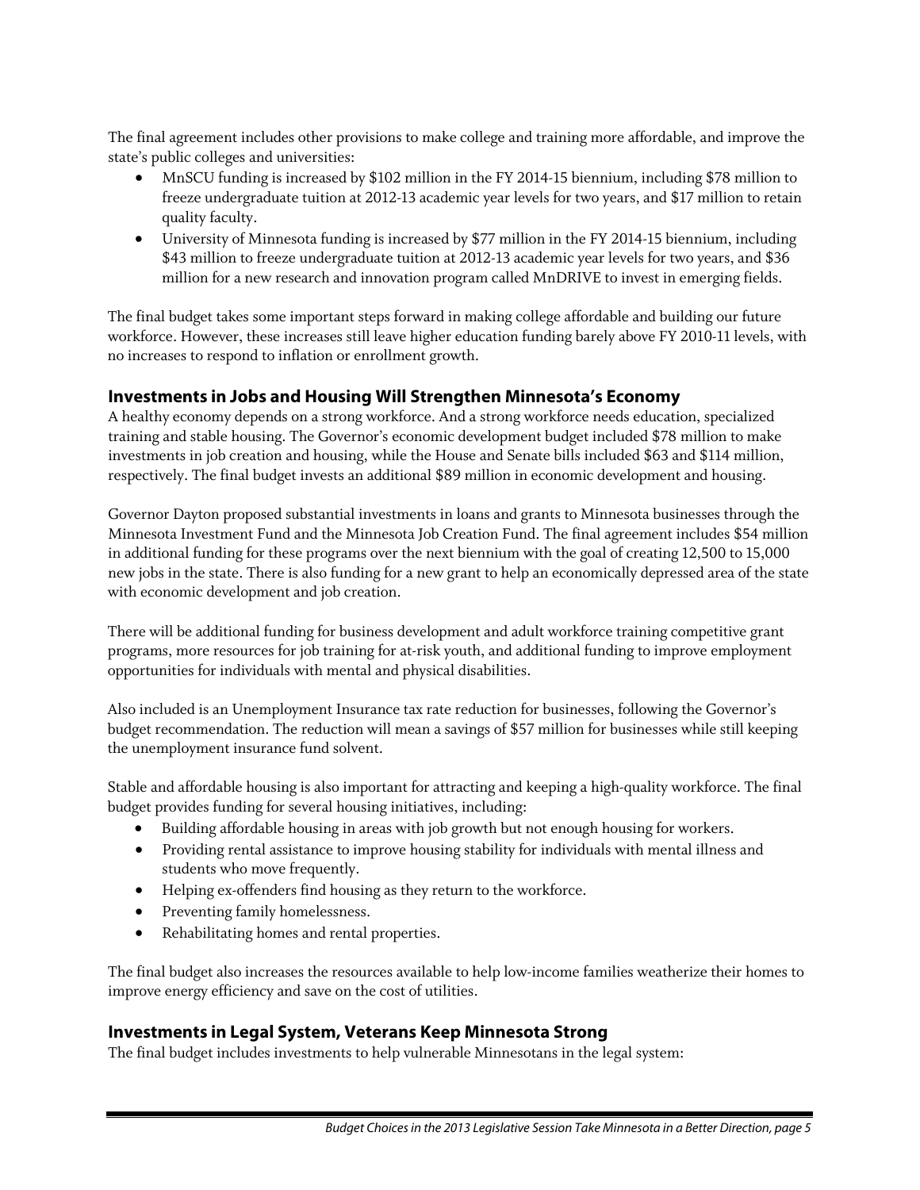The final agreement includes other provisions to make college and training more affordable, and improve the state's public colleges and universities:

- MnSCU funding is increased by $102 million in the FY 2014-15 biennium, including $78 million to freeze undergraduate tuition at 2012-13 academic year levels for two years, and $17 million to retain quality faculty.
- University of Minnesota funding is increased by $77 million in the FY 2014-15 biennium, including $43 million to freeze undergraduate tuition at 2012-13 academic year levels for two years, and $36 million for a new research and innovation program called MnDRIVE to invest in emerging fields.

The final budget takes some important steps forward in making college affordable and building our future workforce. However, these increases still leave higher education funding barely above FY 2010-11 levels, with no increases to respond to inflation or enrollment growth.

## Investments in Jobs and Housing Will Strengthen Minnesota's Economy

A healthy economy depends on a strong workforce. And a strong workforce needs education, specialized training and stable housing. The Governor's economic development budget included $78 million to make investments in job creation and housing, while the House and Senate bills included $63 and $114 million, respectively. The final budget invests an additional $89 million in economic development and housing.

Governor Dayton proposed substantial investments in loans and grants to Minnesota businesses through the Minnesota Investment Fund and the Minnesota Job Creation Fund. The final agreement includes $54 million in additional funding for these programs over the next biennium with the goal of creating 12,500 to 15,000 new jobs in the state. There is also funding for a new grant to help an economically depressed area of the state with economic development and job creation.

There will be additional funding for business development and adult workforce training competitive grant programs, more resources for job training for at-risk youth, and additional funding to improve employment opportunities for individuals with mental and physical disabilities.

Also included is an Unemployment Insurance tax rate reduction for businesses, following the Governor's budget recommendation. The reduction will mean a savings of $57 million for businesses while still keeping the unemployment insurance fund solvent.

Stable and affordable housing is also important for attracting and keeping a high-quality workforce. The final budget provides funding for several housing initiatives, including:

- Building affordable housing in areas with job growth but not enough housing for workers.
- Providing rental assistance to improve housing stability for individuals with mental illness and students who move frequently.
- Helping ex-offenders find housing as they return to the workforce.
- Preventing family homelessness.
- Rehabilitating homes and rental properties.

The final budget also increases the resources available to help low-income families weatherize their homes to improve energy efficiency and save on the cost of utilities.

## Investments in Legal System, Veterans Keep Minnesota Strong

The final budget includes investments to help vulnerable Minnesotans in the legal system: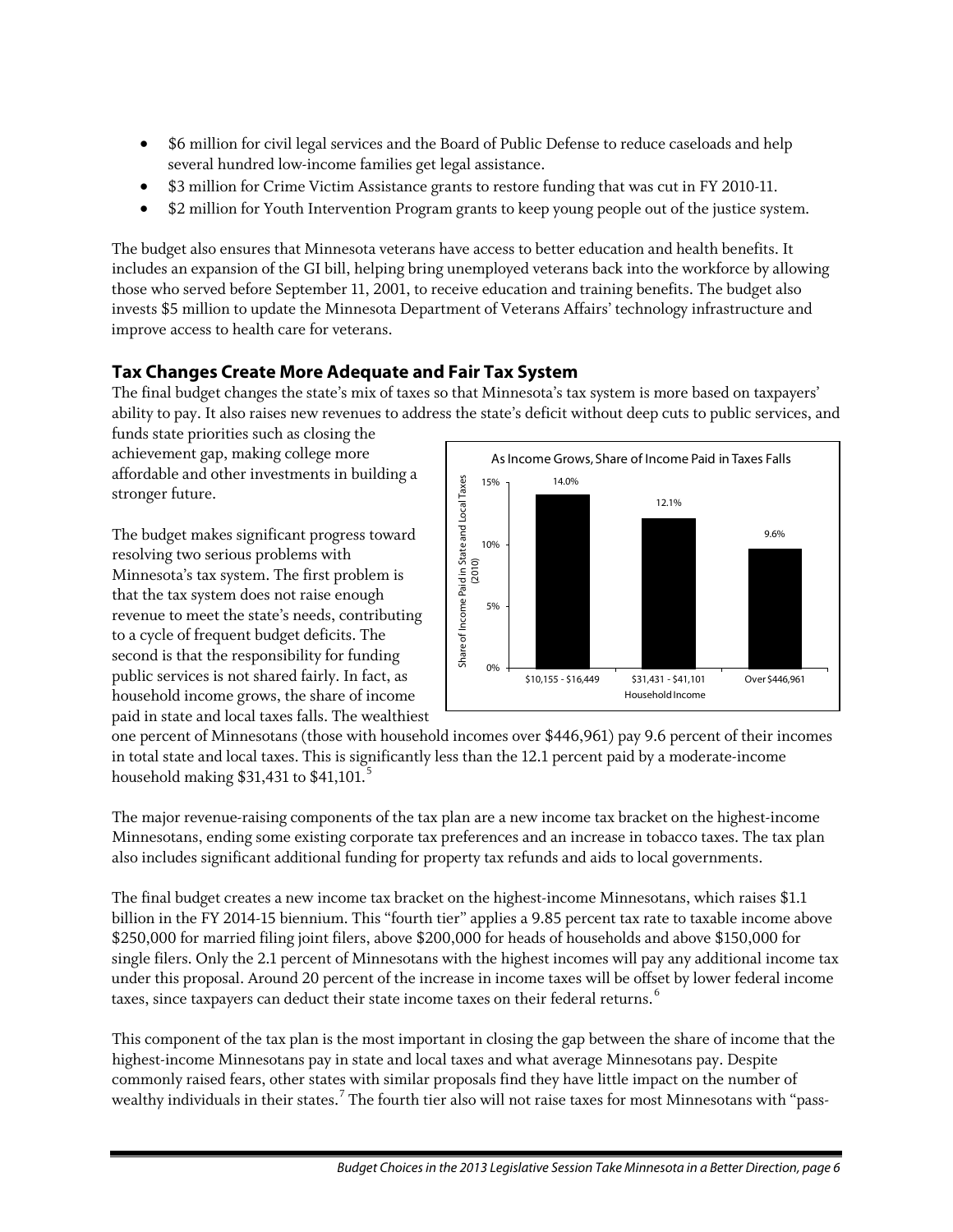- $6 million for civil legal services and the Board of Public Defense to reduce caseloads and help several hundred low-income families get legal assistance.
- $3 million for Crime Victim Assistance grants to restore funding that was cut in FY 2010-11.
- $2 million for Youth Intervention Program grants to keep young people out of the justice system.

The budget also ensures that Minnesota veterans have access to better education and health benefits. It includes an expansion of the GI bill, helping bring unemployed veterans back into the workforce by allowing those who served before September 11, 2001, to receive education and training benefits. The budget also invests $5 million to update the Minnesota Department of Veterans Affairs' technology infrastructure and improve access to health care for veterans.

## Tax Changes Create More Adequate and Fair Tax System

The final budget changes the state's mix of taxes so that Minnesota's tax system is more based on taxpayers' ability to pay. It also raises new revenues to address the state's deficit without deep cuts to public services, and funds state priorities such as closing the achievement gap, making college more affordable and other investments in building a stronger future.

The budget makes significant progress toward resolving two serious problems with Minnesota's tax system. The first problem is that the tax system does not raise enough revenue to meet the state's needs, contributing to a cycle of frequent budget deficits. The second is that the responsibility for funding public services is not shared fairly. In fact, as household income grows, the share of income paid in state and local taxes falls. The wealthiest one percent of Minnesotans (those with household incomes over $446,961) pay 9.6 percent of their incomes in total state and local taxes. This is significantly less than the 12.1 percent paid by a moderate-income household making $31,431 to $41,101.[5]

**As Income Grows, Share of Income Paid in Taxes Falls**

| Household Income | Share of Income Paid in State and Local Taxes (2010) |
|---|---|
| $10,155 - $16,449 | 14.0% |
| $31,431 - $41,101 | 12.1% |
| Over $446,961 | 9.6% |

The major revenue-raising components of the tax plan are a new income tax bracket on the highest-income Minnesotans, ending some existing corporate tax preferences and an increase in tobacco taxes. The tax plan also includes significant additional funding for property tax refunds and aids to local governments.

The final budget creates a new income tax bracket on the highest-income Minnesotans, which raises $1.1 billion in the FY 2014-15 biennium. This "fourth tier" applies a 9.85 percent tax rate to taxable income above $250,000 for married filing joint filers, above $200,000 for heads of households and above $150,000 for single filers. Only the 2.1 percent of Minnesotans with the highest incomes will pay any additional income tax under this proposal. Around 20 percent of the increase in income taxes will be offset by lower federal income taxes, since taxpayers can deduct their state income taxes on their federal returns.[6]

This component of the tax plan is the most important in closing the gap between the share of income that the highest-income Minnesotans pay in state and local taxes and what average Minnesotans pay. Despite commonly raised fears, other states with similar proposals find they have little impact on the number of wealthy individuals in their states.[7] The fourth tier also will not raise taxes for most Minnesotans with "pass-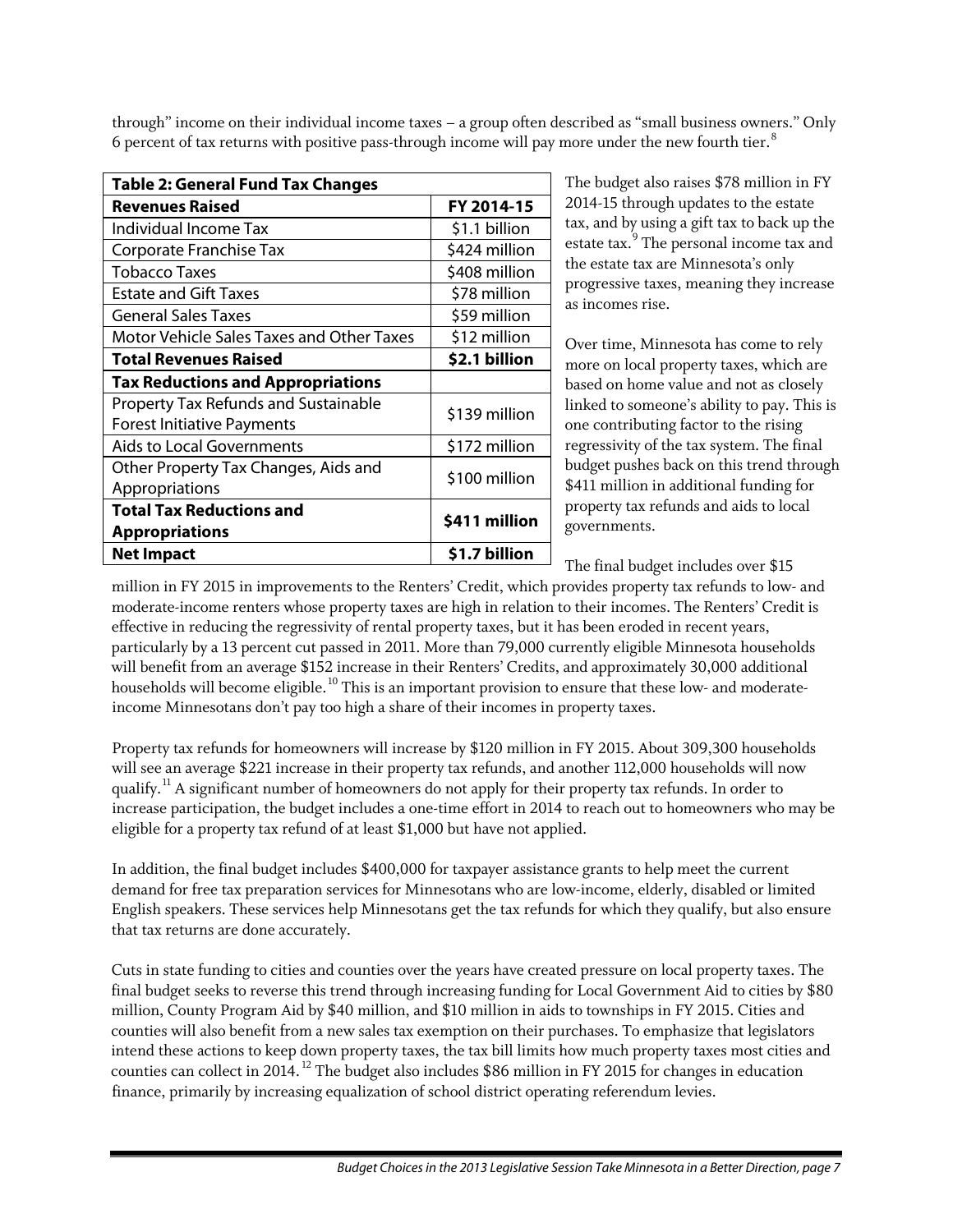through" income on their individual income taxes – a group often described as "small business owners." Only 6 percent of tax returns with positive pass-through income will pay more under the new fourth tier.[8]

| **Table 2: General Fund Tax Changes** | |
|---|---|
| **Revenues Raised** | **FY 2014-15** |
| Individual Income Tax | $1.1 billion |
| Corporate Franchise Tax | $424 million |
| Tobacco Taxes | $408 million |
| Estate and Gift Taxes | $78 million |
| General Sales Taxes | $59 million |
| Motor Vehicle Sales Taxes and Other Taxes | $12 million |
| **Total Revenues Raised** | **$2.1 billion** |
| **Tax Reductions and Appropriations** | |
| Property Tax Refunds and Sustainable Forest Initiative Payments | $139 million |
| Aids to Local Governments | $172 million |
| Other Property Tax Changes, Aids and Appropriations | $100 million |
| **Total Tax Reductions and Appropriations** | **$411 million** |
| **Net Impact** | **$1.7 billion** |

The budget also raises $78 million in FY 2014-15 through updates to the estate tax, and by using a gift tax to back up the estate tax.[9] The personal income tax and the estate tax are Minnesota's only progressive taxes, meaning they increase as incomes rise.

Over time, Minnesota has come to rely more on local property taxes, which are based on home value and not as closely linked to someone's ability to pay. This is one contributing factor to the rising regressivity of the tax system. The final budget pushes back on this trend through $411 million in additional funding for property tax refunds and aids to local governments.

The final budget includes over $15 million in FY 2015 in improvements to the Renters' Credit, which provides property tax refunds to low- and moderate-income renters whose property taxes are high in relation to their incomes. The Renters' Credit is effective in reducing the regressivity of rental property taxes, but it has been eroded in recent years, particularly by a 13 percent cut passed in 2011. More than 79,000 currently eligible Minnesota households will benefit from an average $152 increase in their Renters' Credits, and approximately 30,000 additional households will become eligible.[10] This is an important provision to ensure that these low- and moderate-income Minnesotans don't pay too high a share of their incomes in property taxes.

Property tax refunds for homeowners will increase by $120 million in FY 2015. About 309,300 households will see an average $221 increase in their property tax refunds, and another 112,000 households will now qualify.[11] A significant number of homeowners do not apply for their property tax refunds. In order to increase participation, the budget includes a one-time effort in 2014 to reach out to homeowners who may be eligible for a property tax refund of at least $1,000 but have not applied.

In addition, the final budget includes $400,000 for taxpayer assistance grants to help meet the current demand for free tax preparation services for Minnesotans who are low-income, elderly, disabled or limited English speakers. These services help Minnesotans get the tax refunds for which they qualify, but also ensure that tax returns are done accurately.

Cuts in state funding to cities and counties over the years have created pressure on local property taxes. The final budget seeks to reverse this trend through increasing funding for Local Government Aid to cities by $80 million, County Program Aid by $40 million, and $10 million in aids to townships in FY 2015. Cities and counties will also benefit from a new sales tax exemption on their purchases. To emphasize that legislators intend these actions to keep down property taxes, the tax bill limits how much property taxes most cities and counties can collect in 2014.[12] The budget also includes $86 million in FY 2015 for changes in education finance, primarily by increasing equalization of school district operating referendum levies.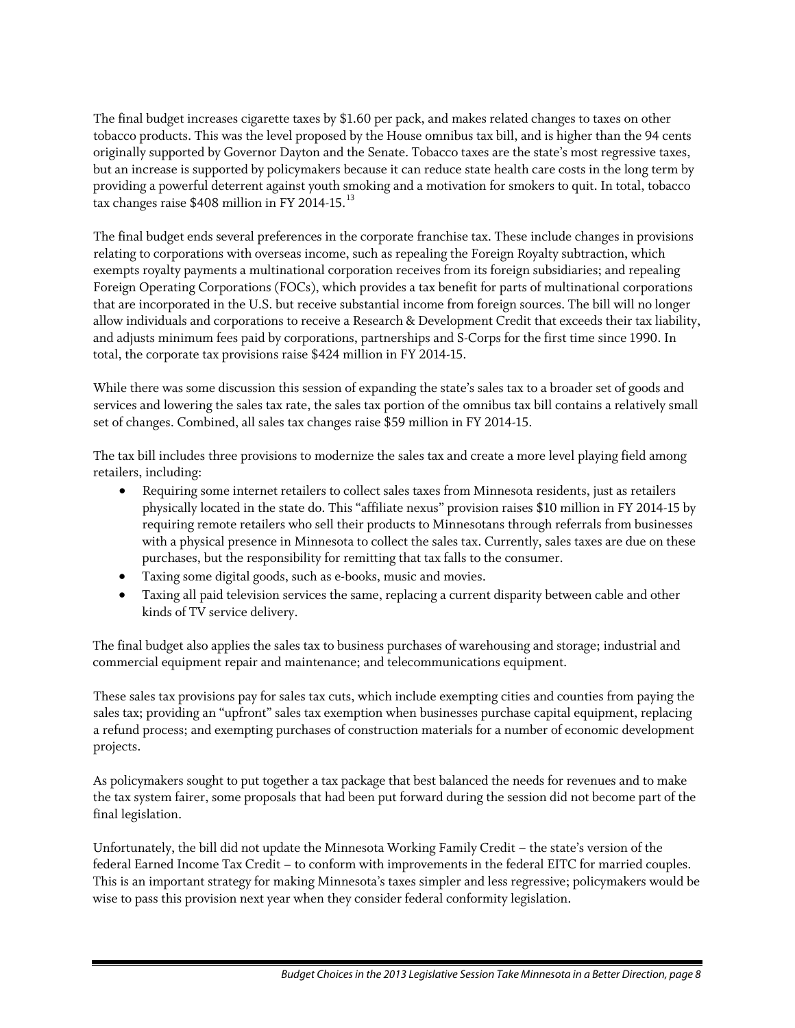The final budget increases cigarette taxes by $1.60 per pack, and makes related changes to taxes on other tobacco products. This was the level proposed by the House omnibus tax bill, and is higher than the 94 cents originally supported by Governor Dayton and the Senate. Tobacco taxes are the state's most regressive taxes, but an increase is supported by policymakers because it can reduce state health care costs in the long term by providing a powerful deterrent against youth smoking and a motivation for smokers to quit. In total, tobacco tax changes raise $408 million in FY 2014-15.[13]

The final budget ends several preferences in the corporate franchise tax. These include changes in provisions relating to corporations with overseas income, such as repealing the Foreign Royalty subtraction, which exempts royalty payments a multinational corporation receives from its foreign subsidiaries; and repealing Foreign Operating Corporations (FOCs), which provides a tax benefit for parts of multinational corporations that are incorporated in the U.S. but receive substantial income from foreign sources. The bill will no longer allow individuals and corporations to receive a Research & Development Credit that exceeds their tax liability, and adjusts minimum fees paid by corporations, partnerships and S-Corps for the first time since 1990. In total, the corporate tax provisions raise $424 million in FY 2014-15.

While there was some discussion this session of expanding the state's sales tax to a broader set of goods and services and lowering the sales tax rate, the sales tax portion of the omnibus tax bill contains a relatively small set of changes. Combined, all sales tax changes raise $59 million in FY 2014-15.

The tax bill includes three provisions to modernize the sales tax and create a more level playing field among retailers, including:

- Requiring some internet retailers to collect sales taxes from Minnesota residents, just as retailers physically located in the state do. This "affiliate nexus" provision raises $10 million in FY 2014-15 by requiring remote retailers who sell their products to Minnesotans through referrals from businesses with a physical presence in Minnesota to collect the sales tax. Currently, sales taxes are due on these purchases, but the responsibility for remitting that tax falls to the consumer.
- Taxing some digital goods, such as e-books, music and movies.
- Taxing all paid television services the same, replacing a current disparity between cable and other kinds of TV service delivery.

The final budget also applies the sales tax to business purchases of warehousing and storage; industrial and commercial equipment repair and maintenance; and telecommunications equipment.

These sales tax provisions pay for sales tax cuts, which include exempting cities and counties from paying the sales tax; providing an "upfront" sales tax exemption when businesses purchase capital equipment, replacing a refund process; and exempting purchases of construction materials for a number of economic development projects.

As policymakers sought to put together a tax package that best balanced the needs for revenues and to make the tax system fairer, some proposals that had been put forward during the session did not become part of the final legislation.

Unfortunately, the bill did not update the Minnesota Working Family Credit – the state's version of the federal Earned Income Tax Credit – to conform with improvements in the federal EITC for married couples. This is an important strategy for making Minnesota's taxes simpler and less regressive; policymakers would be wise to pass this provision next year when they consider federal conformity legislation.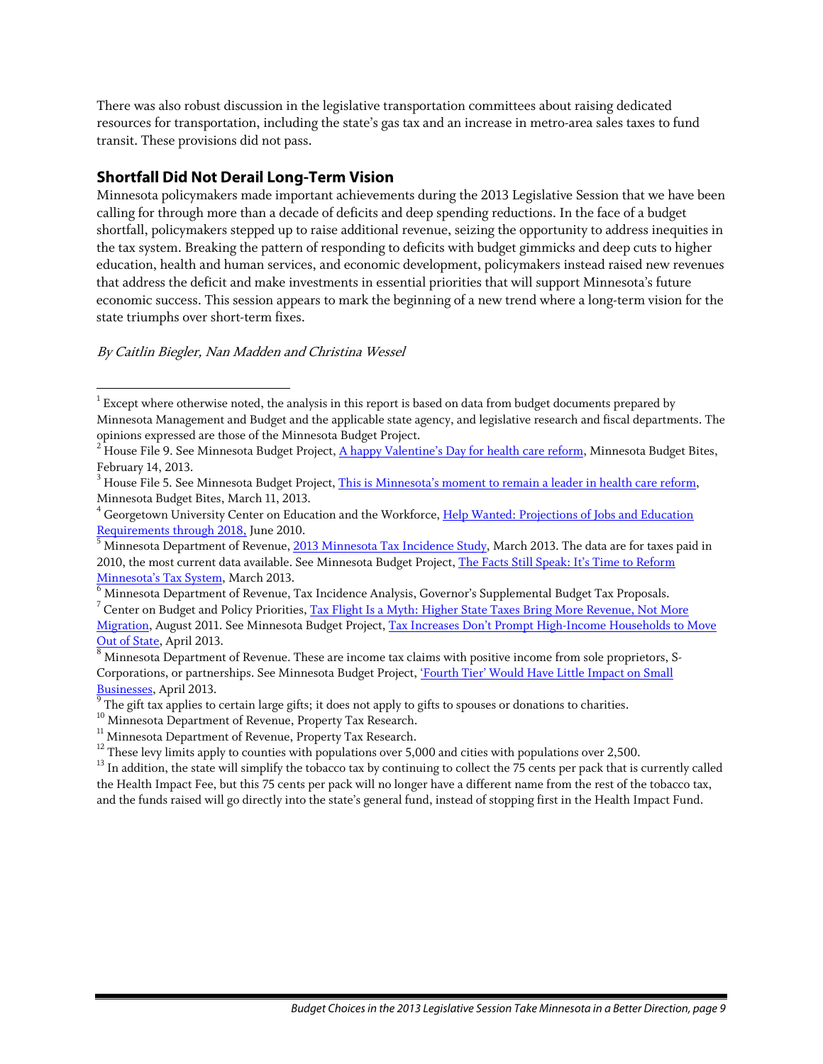There was also robust discussion in the legislative transportation committees about raising dedicated resources for transportation, including the state's gas tax and an increase in metro-area sales taxes to fund transit. These provisions did not pass.

## Shortfall Did Not Derail Long-Term Vision

Minnesota policymakers made important achievements during the 2013 Legislative Session that we have been calling for through more than a decade of deficits and deep spending reductions. In the face of a budget shortfall, policymakers stepped up to raise additional revenue, seizing the opportunity to address inequities in the tax system. Breaking the pattern of responding to deficits with budget gimmicks and deep cuts to higher education, health and human services, and economic development, policymakers instead raised new revenues that address the deficit and make investments in essential priorities that will support Minnesota's future economic success. This session appears to mark the beginning of a new trend where a long-term vision for the state triumphs over short-term fixes.

*By Caitlin Biegler, Nan Madden and Christina Wessel*

---

[1] Except where otherwise noted, the analysis in this report is based on data from budget documents prepared by Minnesota Management and Budget and the applicable state agency, and legislative research and fiscal departments. The opinions expressed are those of the Minnesota Budget Project.

[2] House File 9. See Minnesota Budget Project, A happy Valentine's Day for health care reform, Minnesota Budget Bites, February 14, 2013.

[3] House File 5. See Minnesota Budget Project, This is Minnesota's moment to remain a leader in health care reform, Minnesota Budget Bites, March 11, 2013.

[4] Georgetown University Center on Education and the Workforce, Help Wanted: Projections of Jobs and Education Requirements through 2018, June 2010.

[5] Minnesota Department of Revenue, 2013 Minnesota Tax Incidence Study, March 2013. The data are for taxes paid in 2010, the most current data available. See Minnesota Budget Project, The Facts Still Speak: It's Time to Reform Minnesota's Tax System, March 2013.

[6] Minnesota Department of Revenue, Tax Incidence Analysis, Governor's Supplemental Budget Tax Proposals.

[7] Center on Budget and Policy Priorities, Tax Flight Is a Myth: Higher State Taxes Bring More Revenue, Not More Migration, August 2011. See Minnesota Budget Project, Tax Increases Don't Prompt High-Income Households to Move Out of State, April 2013.

[8] Minnesota Department of Revenue. These are income tax claims with positive income from sole proprietors, S-Corporations, or partnerships. See Minnesota Budget Project, 'Fourth Tier' Would Have Little Impact on Small Businesses, April 2013.

[9] The gift tax applies to certain large gifts; it does not apply to gifts to spouses or donations to charities.

[10] Minnesota Department of Revenue, Property Tax Research.

[11] Minnesota Department of Revenue, Property Tax Research.

[12] These levy limits apply to counties with populations over 5,000 and cities with populations over 2,500.

[13] In addition, the state will simplify the tobacco tax by continuing to collect the 75 cents per pack that is currently called the Health Impact Fee, but this 75 cents per pack will no longer have a different name from the rest of the tobacco tax, and the funds raised will go directly into the state's general fund, instead of stopping first in the Health Impact Fund.